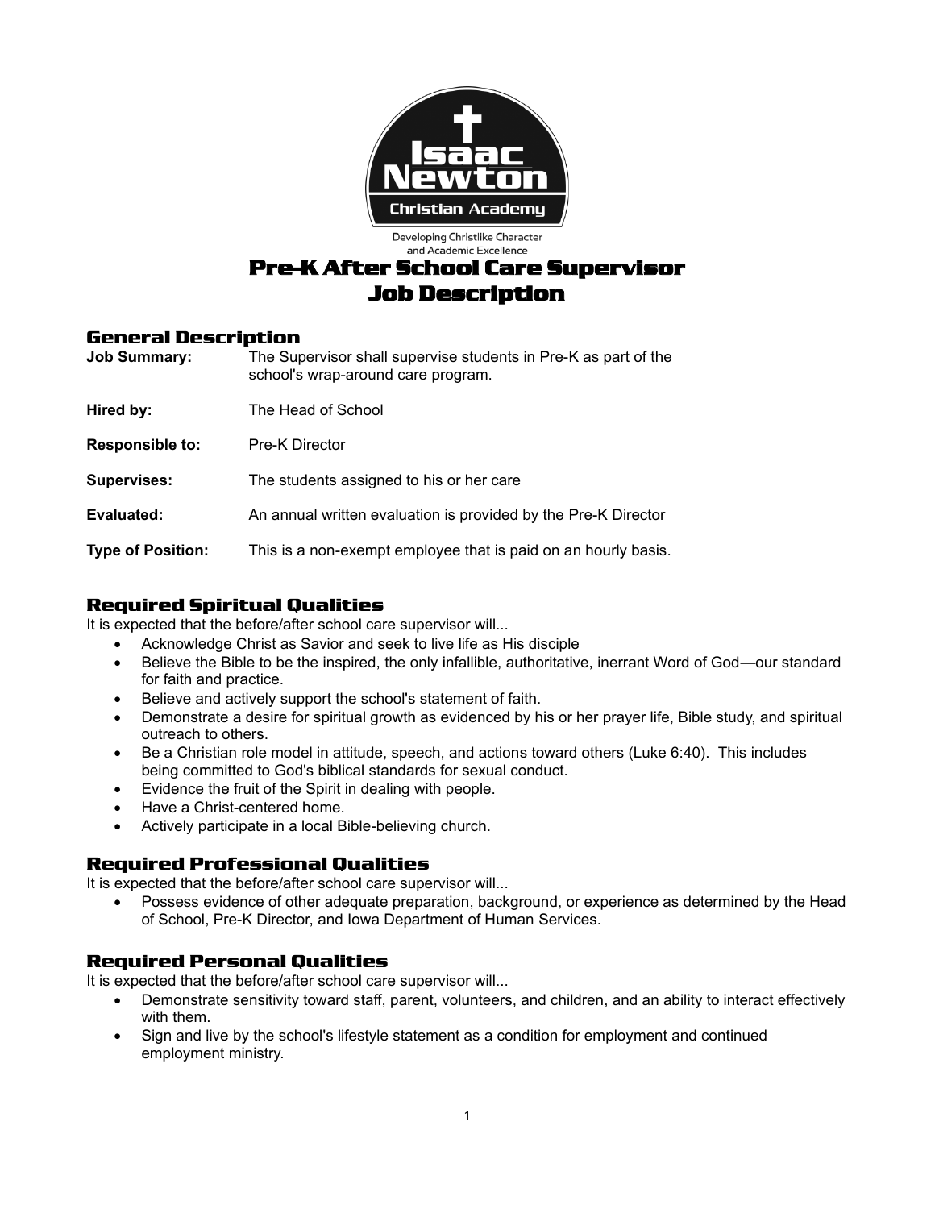Isaac Newton Christian Academy

Developing Christlike Character and Academic Excellence

# Pre-K After School Care Supervisor Job Description

## General Description

| | |
|---|---|
| **Job Summary:** | The Supervisor shall supervise students in Pre-K as part of the school's wrap-around care program. |
| **Hired by:** | The Head of School |
| **Responsible to:** | Pre-K Director |
| **Supervises:** | The students assigned to his or her care |
| **Evaluated:** | An annual written evaluation is provided by the Pre-K Director |
| **Type of Position:** | This is a non-exempt employee that is paid on an hourly basis. |

## Required Spiritual Qualities

It is expected that the before/after school care supervisor will...

- Acknowledge Christ as Savior and seek to live life as His disciple
- Believe the Bible to be the inspired, the only infallible, authoritative, inerrant Word of God—our standard for faith and practice.
- Believe and actively support the school's statement of faith.
- Demonstrate a desire for spiritual growth as evidenced by his or her prayer life, Bible study, and spiritual outreach to others.
- Be a Christian role model in attitude, speech, and actions toward others (Luke 6:40). This includes being committed to God's biblical standards for sexual conduct.
- Evidence the fruit of the Spirit in dealing with people.
- Have a Christ-centered home.
- Actively participate in a local Bible-believing church.

## Required Professional Qualities

It is expected that the before/after school care supervisor will...

- Possess evidence of other adequate preparation, background, or experience as determined by the Head of School, Pre-K Director, and Iowa Department of Human Services.

## Required Personal Qualities

It is expected that the before/after school care supervisor will...

- Demonstrate sensitivity toward staff, parent, volunteers, and children, and an ability to interact effectively with them.
- Sign and live by the school's lifestyle statement as a condition for employment and continued employment ministry.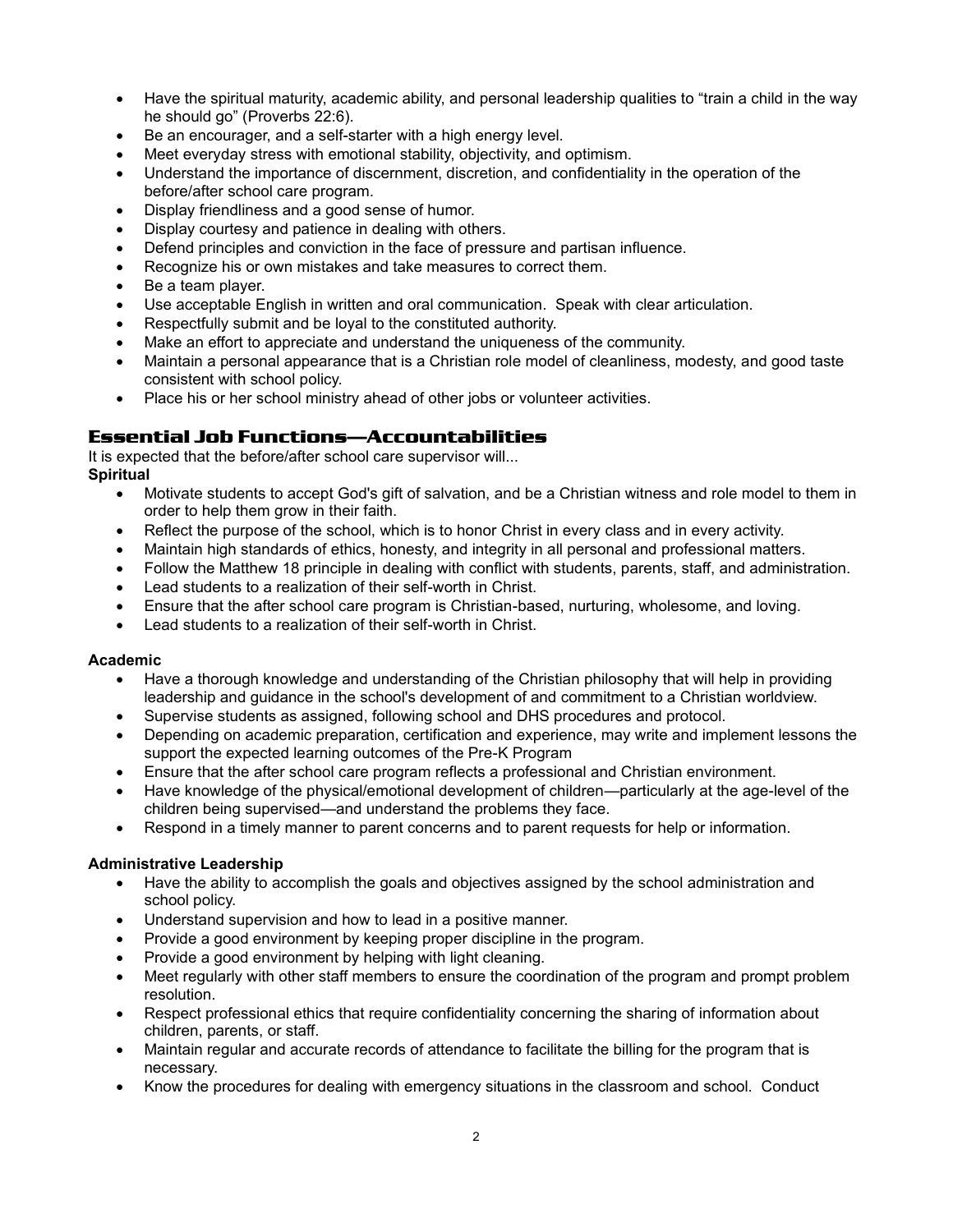- Have the spiritual maturity, academic ability, and personal leadership qualities to "train a child in the way he should go" (Proverbs 22:6).
- Be an encourager, and a self-starter with a high energy level.
- Meet everyday stress with emotional stability, objectivity, and optimism.
- Understand the importance of discernment, discretion, and confidentiality in the operation of the before/after school care program.
- Display friendliness and a good sense of humor.
- Display courtesy and patience in dealing with others.
- Defend principles and conviction in the face of pressure and partisan influence.
- Recognize his or own mistakes and take measures to correct them.
- Be a team player.
- Use acceptable English in written and oral communication. Speak with clear articulation.
- Respectfully submit and be loyal to the constituted authority.
- Make an effort to appreciate and understand the uniqueness of the community.
- Maintain a personal appearance that is a Christian role model of cleanliness, modesty, and good taste consistent with school policy.
- Place his or her school ministry ahead of other jobs or volunteer activities.

## Essential Job Functions—Accountabilities

It is expected that the before/after school care supervisor will...

**Spiritual**

- Motivate students to accept God's gift of salvation, and be a Christian witness and role model to them in order to help them grow in their faith.
- Reflect the purpose of the school, which is to honor Christ in every class and in every activity.
- Maintain high standards of ethics, honesty, and integrity in all personal and professional matters.
- Follow the Matthew 18 principle in dealing with conflict with students, parents, staff, and administration.
- Lead students to a realization of their self-worth in Christ.
- Ensure that the after school care program is Christian-based, nurturing, wholesome, and loving.
- Lead students to a realization of their self-worth in Christ.

**Academic**

- Have a thorough knowledge and understanding of the Christian philosophy that will help in providing leadership and guidance in the school's development of and commitment to a Christian worldview.
- Supervise students as assigned, following school and DHS procedures and protocol.
- Depending on academic preparation, certification and experience, may write and implement lessons the support the expected learning outcomes of the Pre-K Program
- Ensure that the after school care program reflects a professional and Christian environment.
- Have knowledge of the physical/emotional development of children—particularly at the age-level of the children being supervised—and understand the problems they face.
- Respond in a timely manner to parent concerns and to parent requests for help or information.

**Administrative Leadership**

- Have the ability to accomplish the goals and objectives assigned by the school administration and school policy.
- Understand supervision and how to lead in a positive manner.
- Provide a good environment by keeping proper discipline in the program.
- Provide a good environment by helping with light cleaning.
- Meet regularly with other staff members to ensure the coordination of the program and prompt problem resolution.
- Respect professional ethics that require confidentiality concerning the sharing of information about children, parents, or staff.
- Maintain regular and accurate records of attendance to facilitate the billing for the program that is necessary.
- Know the procedures for dealing with emergency situations in the classroom and school. Conduct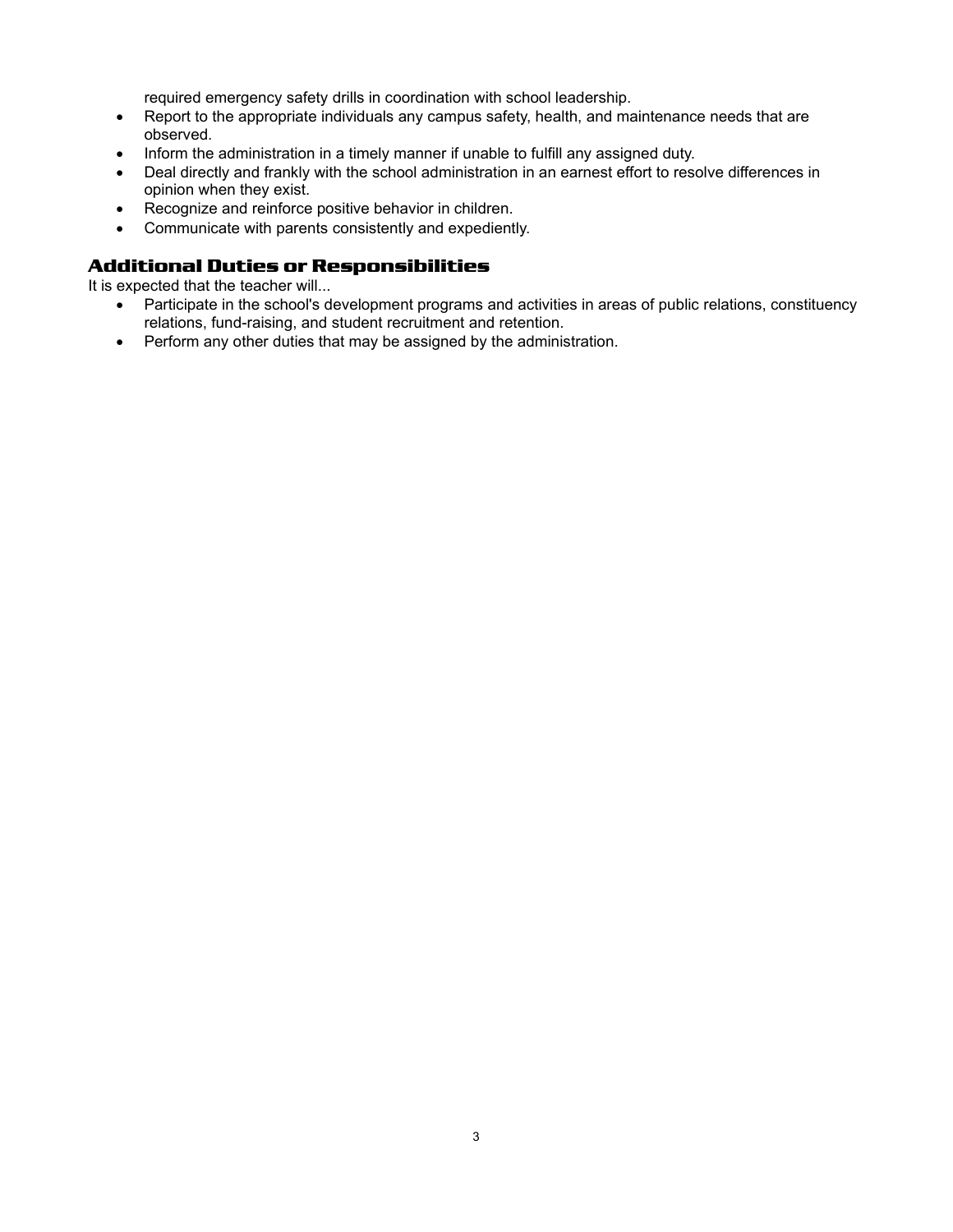required emergency safety drills in coordination with school leadership.

- Report to the appropriate individuals any campus safety, health, and maintenance needs that are observed.
- Inform the administration in a timely manner if unable to fulfill any assigned duty.
- Deal directly and frankly with the school administration in an earnest effort to resolve differences in opinion when they exist.
- Recognize and reinforce positive behavior in children.
- Communicate with parents consistently and expediently.

## Additional Duties or Responsibilities

It is expected that the teacher will...

- Participate in the school's development programs and activities in areas of public relations, constituency relations, fund-raising, and student recruitment and retention.
- Perform any other duties that may be assigned by the administration.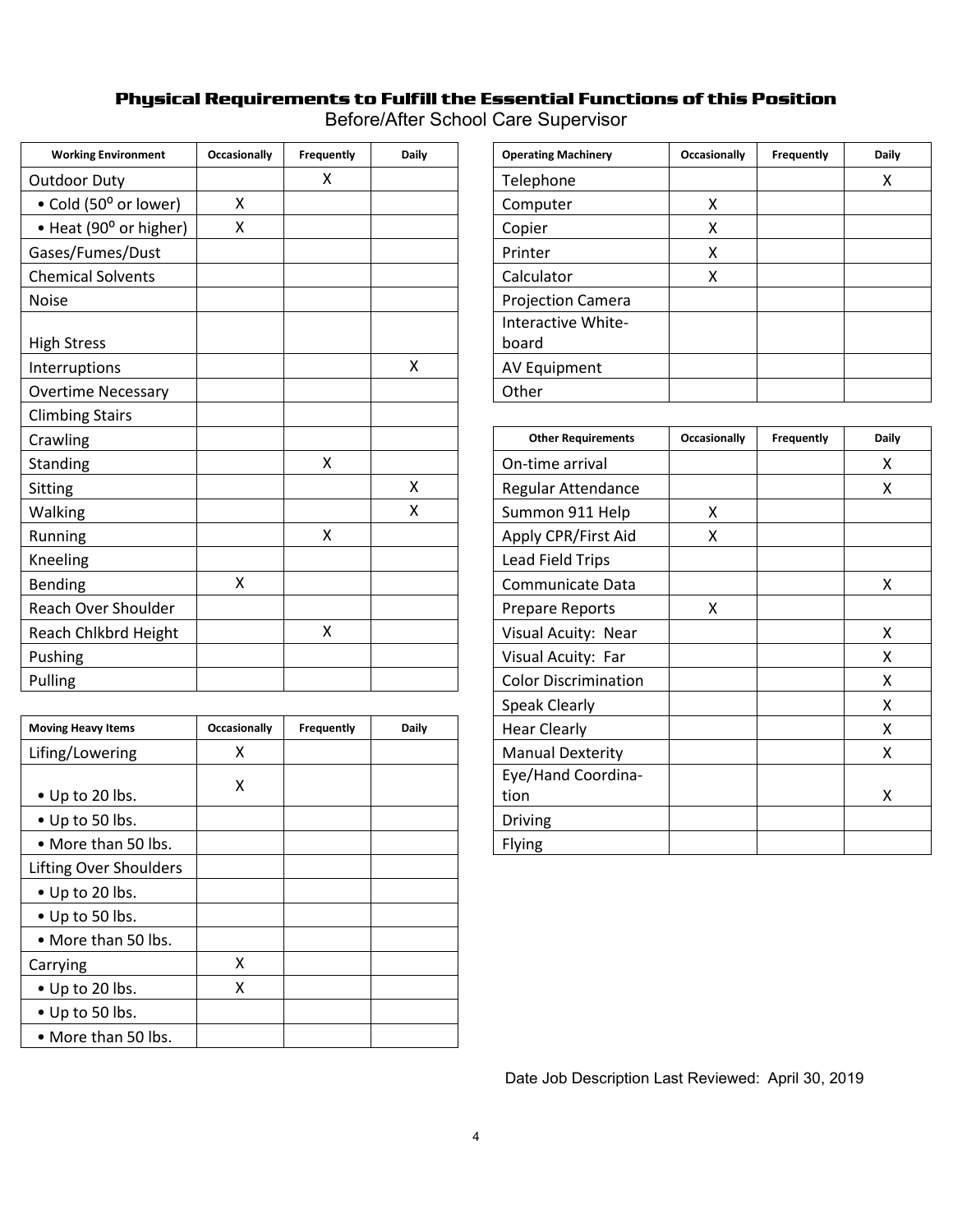## Physical Requirements to Fulfill the Essential Functions of this Position

Before/After School Care Supervisor

| Working Environment | Occasionally | Frequently | Daily |
| --- | --- | --- | --- |
| Outdoor Duty | | X | |
| • Cold (50° or lower) | X | | |
| • Heat (90° or higher) | X | | |
| Gases/Fumes/Dust | | | |
| Chemical Solvents | | | |
| Noise | | | |
| High Stress | | | |
| Interruptions | | | X |
| Overtime Necessary | | | |
| Climbing Stairs | | | |
| Crawling | | | |
| Standing | | X | |
| Sitting | | | X |
| Walking | | | X |
| Running | | X | |
| Kneeling | | | |
| Bending | X | | |
| Reach Over Shoulder | | | |
| Reach Chlkbrd Height | | X | |
| Pushing | | | |
| Pulling | | | |

| Moving Heavy Items | Occasionally | Frequently | Daily |
| --- | --- | --- | --- |
| Lifing/Lowering | X | | |
| • Up to 20 lbs. | X | | |
| • Up to 50 lbs. | | | |
| • More than 50 lbs. | | | |
| Lifting Over Shoulders | | | |
| • Up to 20 lbs. | | | |
| • Up to 50 lbs. | | | |
| • More than 50 lbs. | | | |
| Carrying | X | | |
| • Up to 20 lbs. | X | | |
| • Up to 50 lbs. | | | |
| • More than 50 lbs. | | | |

| Operating Machinery | Occasionally | Frequently | Daily |
| --- | --- | --- | --- |
| Telephone | | | X |
| Computer | X | | |
| Copier | X | | |
| Printer | X | | |
| Calculator | X | | |
| Projection Camera | | | |
| Interactive White-board | | | |
| AV Equipment | | | |
| Other | | | |

| Other Requirements | Occasionally | Frequently | Daily |
| --- | --- | --- | --- |
| On-time arrival | | | X |
| Regular Attendance | | | X |
| Summon 911 Help | X | | |
| Apply CPR/First Aid | X | | |
| Lead Field Trips | | | |
| Communicate Data | | | X |
| Prepare Reports | X | | |
| Visual Acuity: Near | | | X |
| Visual Acuity: Far | | | X |
| Color Discrimination | | | X |
| Speak Clearly | | | X |
| Hear Clearly | | | X |
| Manual Dexterity | | | X |
| Eye/Hand Coordina-tion | | | X |
| Driving | | | |
| Flying | | | |

Date Job Description Last Reviewed: April 30, 2019